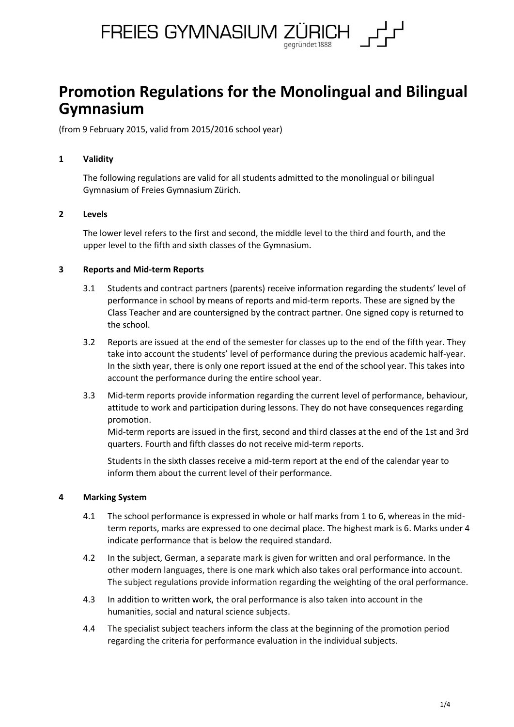# Promotion Regulations for the Monolingual and Bilingual Gymnasium

(from 9 February 2015, valid from 2015/2016 school year)

## 1 Validity

The following regulations are valid for all students admitted to the monolingual or bilingual Gymnasium of Freies Gymnasium Zürich.

## 2 Levels

The lower level refers to the first and second, the middle level to the third and fourth, and the upper level to the fifth and sixth classes of the Gymnasium.

## 3 Reports and Mid-term Reports

3.1 Students and contract partners (parents) receive information regarding the students' level of performance in school by means of reports and mid-term reports. These are signed by the Class Teacher and are countersigned by the contract partner. One signed copy is returned to the school.

3.2 Reports are issued at the end of the semester for classes up to the end of the fifth year. They take into account the students' level of performance during the previous academic half-year. In the sixth year, there is only one report issued at the end of the school year. This takes into account the performance during the entire school year.

3.3 Mid-term reports provide information regarding the current level of performance, behaviour, attitude to work and participation during lessons. They do not have consequences regarding promotion.
Mid-term reports are issued in the first, second and third classes at the end of the 1st and 3rd quarters. Fourth and fifth classes do not receive mid-term reports.

Students in the sixth classes receive a mid-term report at the end of the calendar year to inform them about the current level of their performance.

## 4 Marking System

4.1 The school performance is expressed in whole or half marks from 1 to 6, whereas in the mid-term reports, marks are expressed to one decimal place. The highest mark is 6. Marks under 4 indicate performance that is below the required standard.

4.2 In the subject, German, a separate mark is given for written and oral performance. In the other modern languages, there is one mark which also takes oral performance into account. The subject regulations provide information regarding the weighting of the oral performance.

4.3 In addition to written work, the oral performance is also taken into account in the humanities, social and natural science subjects.

4.4 The specialist subject teachers inform the class at the beginning of the promotion period regarding the criteria for performance evaluation in the individual subjects.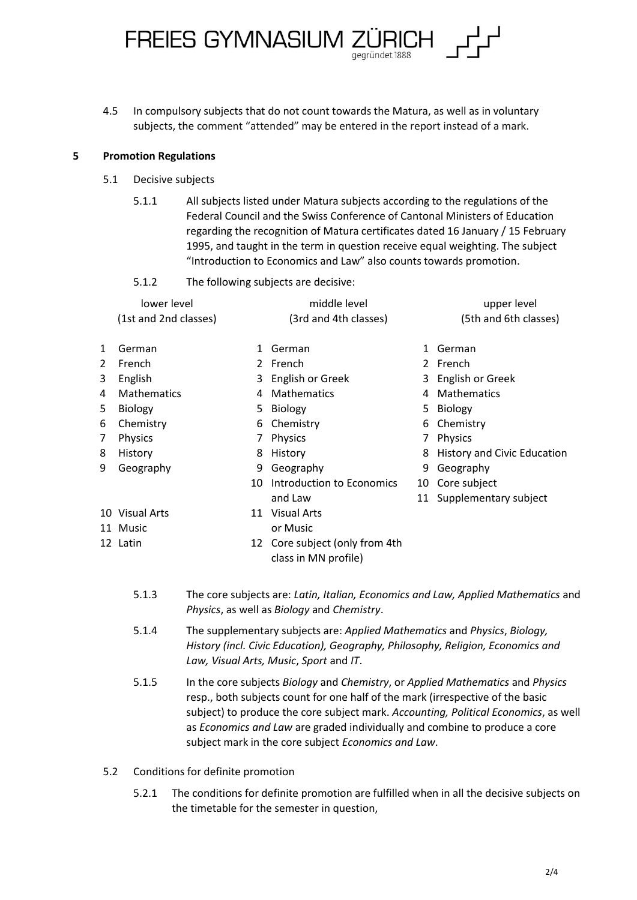4.5 In compulsory subjects that do not count towards the Matura, as well as in voluntary subjects, the comment "attended" may be entered in the report instead of a mark.

## 5 Promotion Regulations

### 5.1 Decisive subjects

5.1.1 All subjects listed under Matura subjects according to the regulations of the Federal Council and the Swiss Conference of Cantonal Ministers of Education regarding the recognition of Matura certificates dated 16 January / 15 February 1995, and taught in the term in question receive equal weighting. The subject "Introduction to Economics and Law" also counts towards promotion.

5.1.2 The following subjects are decisive:

| lower level (1st and 2nd classes) | middle level (3rd and 4th classes) | upper level (5th and 6th classes) |
|---|---|---|
| 1 German | 1 German | 1 German |
| 2 French | 2 French | 2 French |
| 3 English | 3 English or Greek | 3 English or Greek |
| 4 Mathematics | 4 Mathematics | 4 Mathematics |
| 5 Biology | 5 Biology | 5 Biology |
| 6 Chemistry | 6 Chemistry | 6 Chemistry |
| 7 Physics | 7 Physics | 7 Physics |
| 8 History | 8 History | 8 History and Civic Education |
| 9 Geography | 9 Geography | 9 Geography |
| | 10 Introduction to Economics and Law | 10 Core subject |
| | | 11 Supplementary subject |
| 10 Visual Arts | 11 Visual Arts or Music | |
| 11 Music | | |
| 12 Latin | 12 Core subject (only from 4th class in MN profile) | |

5.1.3 The core subjects are: *Latin, Italian, Economics and Law, Applied Mathematics* and *Physics*, as well as *Biology* and *Chemistry*.

5.1.4 The supplementary subjects are: *Applied Mathematics* and *Physics*, *Biology, History (incl. Civic Education), Geography, Philosophy, Religion, Economics and Law, Visual Arts, Music*, *Sport* and *IT*.

5.1.5 In the core subjects *Biology* and *Chemistry*, or *Applied Mathematics* and *Physics* resp., both subjects count for one half of the mark (irrespective of the basic subject) to produce the core subject mark. *Accounting, Political Economics*, as well as *Economics and Law* are graded individually and combine to produce a core subject mark in the core subject *Economics and Law*.

### 5.2 Conditions for definite promotion

5.2.1 The conditions for definite promotion are fulfilled when in all the decisive subjects on the timetable for the semester in question,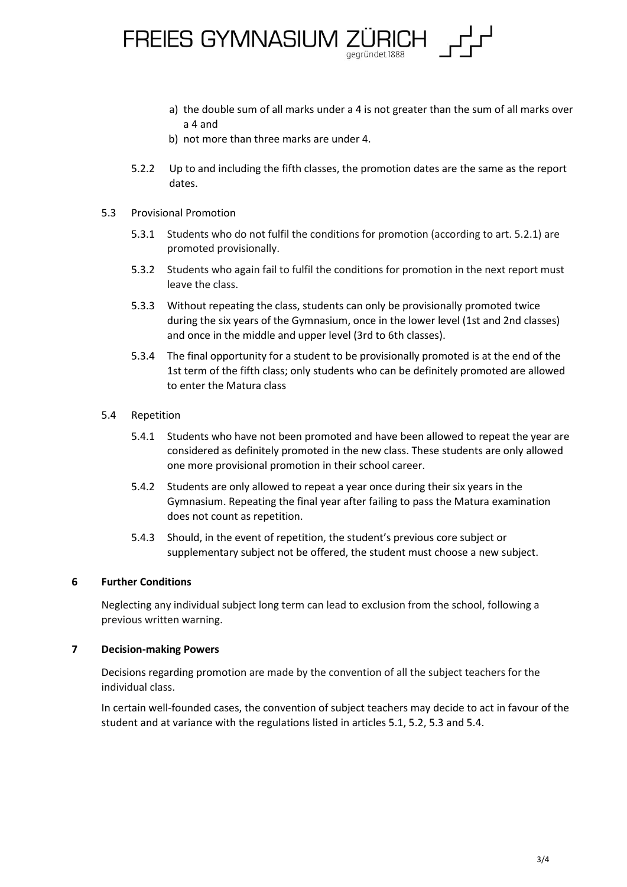a) the double sum of all marks under a 4 is not greater than the sum of all marks over a 4 and
b) not more than three marks are under 4.

5.2.2 Up to and including the fifth classes, the promotion dates are the same as the report dates.

5.3 Provisional Promotion

5.3.1 Students who do not fulfil the conditions for promotion (according to art. 5.2.1) are promoted provisionally.

5.3.2 Students who again fail to fulfil the conditions for promotion in the next report must leave the class.

5.3.3 Without repeating the class, students can only be provisionally promoted twice during the six years of the Gymnasium, once in the lower level (1st and 2nd classes) and once in the middle and upper level (3rd to 6th classes).

5.3.4 The final opportunity for a student to be provisionally promoted is at the end of the 1st term of the fifth class; only students who can be definitely promoted are allowed to enter the Matura class

5.4 Repetition

5.4.1 Students who have not been promoted and have been allowed to repeat the year are considered as definitely promoted in the new class. These students are only allowed one more provisional promotion in their school career.

5.4.2 Students are only allowed to repeat a year once during their six years in the Gymnasium. Repeating the final year after failing to pass the Matura examination does not count as repetition.

5.4.3 Should, in the event of repetition, the student's previous core subject or supplementary subject not be offered, the student must choose a new subject.

## 6 Further Conditions

Neglecting any individual subject long term can lead to exclusion from the school, following a previous written warning.

## 7 Decision-making Powers

Decisions regarding promotion are made by the convention of all the subject teachers for the individual class.

In certain well-founded cases, the convention of subject teachers may decide to act in favour of the student and at variance with the regulations listed in articles 5.1, 5.2, 5.3 and 5.4.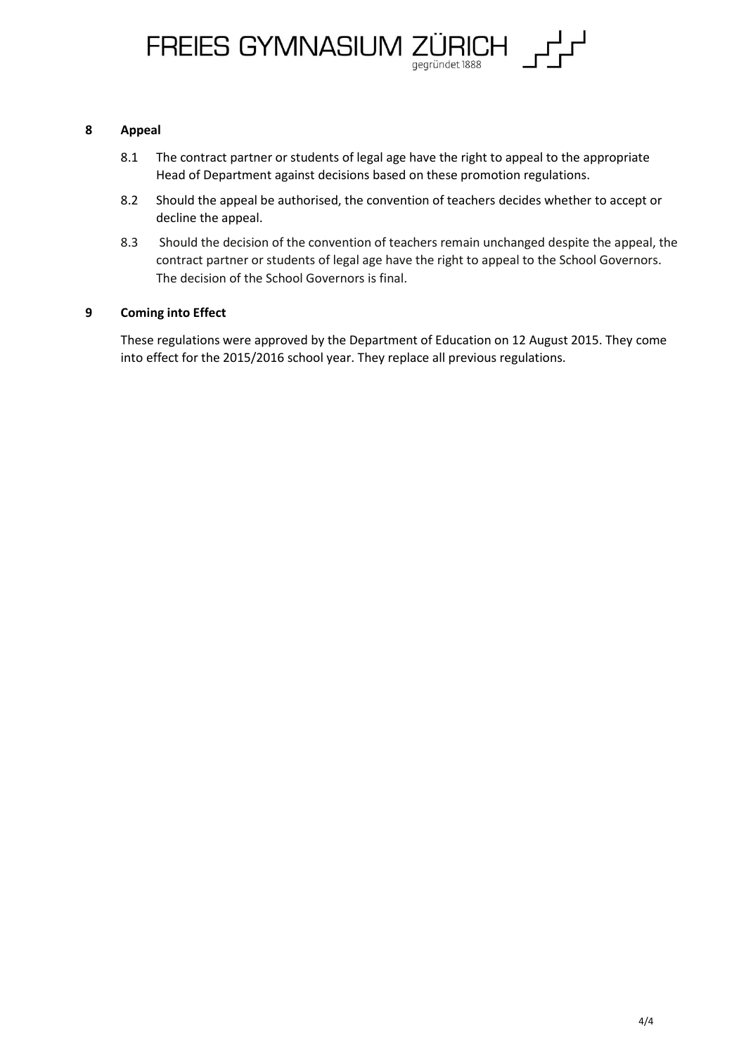## 8 Appeal

8.1 The contract partner or students of legal age have the right to appeal to the appropriate Head of Department against decisions based on these promotion regulations.

8.2 Should the appeal be authorised, the convention of teachers decides whether to accept or decline the appeal.

8.3 Should the decision of the convention of teachers remain unchanged despite the appeal, the contract partner or students of legal age have the right to appeal to the School Governors. The decision of the School Governors is final.

## 9 Coming into Effect

These regulations were approved by the Department of Education on 12 August 2015. They come into effect for the 2015/2016 school year. They replace all previous regulations.